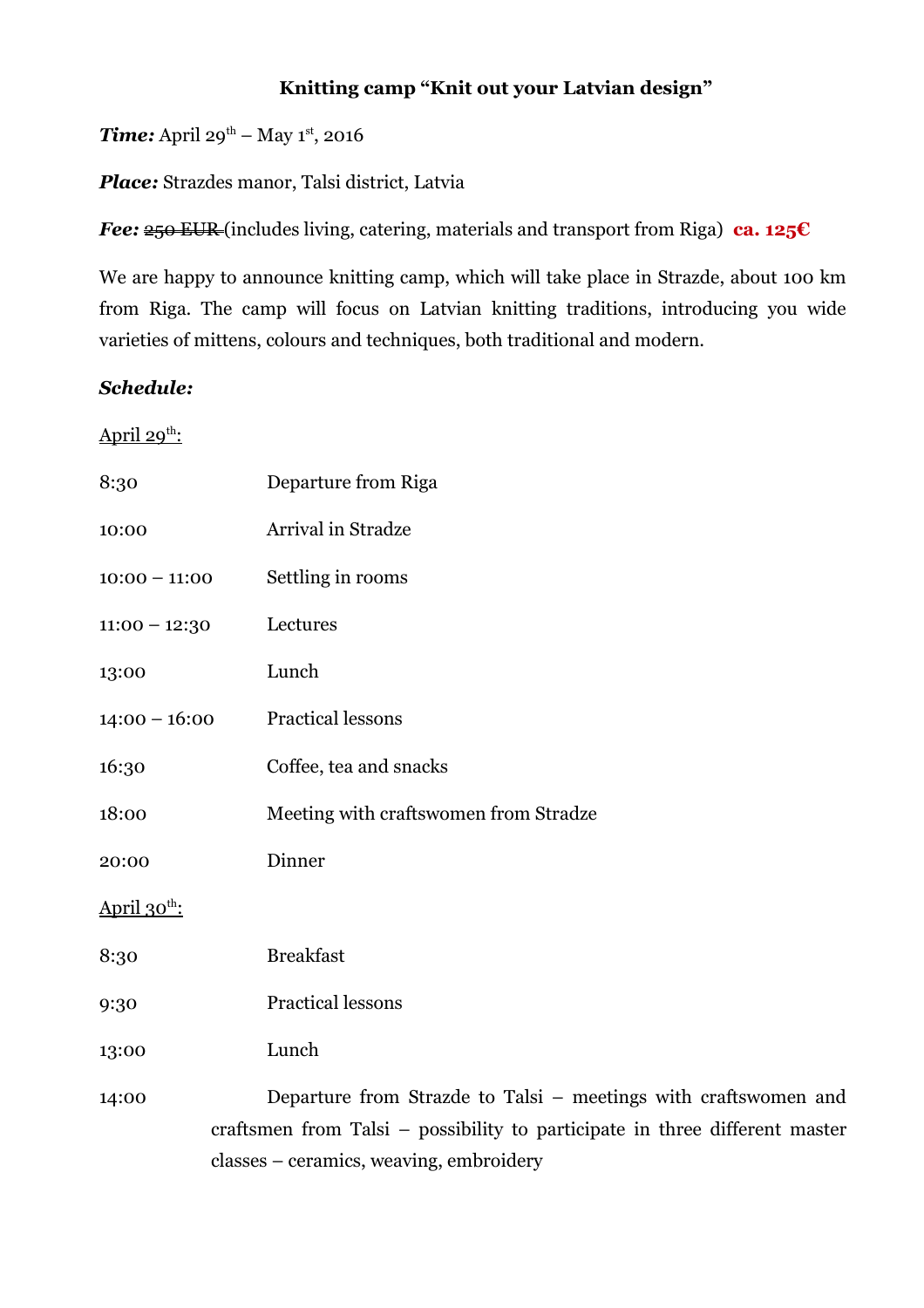# Knitting camp "Knit out your Latvian design"

***Time:*** April 29th – May 1st, 2016

***Place:*** Strazdes manor, Talsi district, Latvia

***Fee:*** ~~250 EUR~~ (includes living, catering, materials and transport from Riga) **ca. 125€**

We are happy to announce knitting camp, which will take place in Strazde, about 100 km from Riga. The camp will focus on Latvian knitting traditions, introducing you wide varieties of mittens, colours and techniques, both traditional and modern.

***Schedule:***

<u>April 29th:</u>

| | |
|---|---|
| 8:30 | Departure from Riga |
| 10:00 | Arrival in Stradze |
| 10:00 – 11:00 | Settling in rooms |
| 11:00 – 12:30 | Lectures |
| 13:00 | Lunch |
| 14:00 – 16:00 | Practical lessons |
| 16:30 | Coffee, tea and snacks |
| 18:00 | Meeting with craftswomen from Stradze |
| 20:00 | Dinner |

<u>April 30th:</u>

| | |
|---|---|
| 8:30 | Breakfast |
| 9:30 | Practical lessons |
| 13:00 | Lunch |
| 14:00 | Departure from Strazde to Talsi – meetings with craftswomen and craftsmen from Talsi – possibility to participate in three different master classes – ceramics, weaving, embroidery |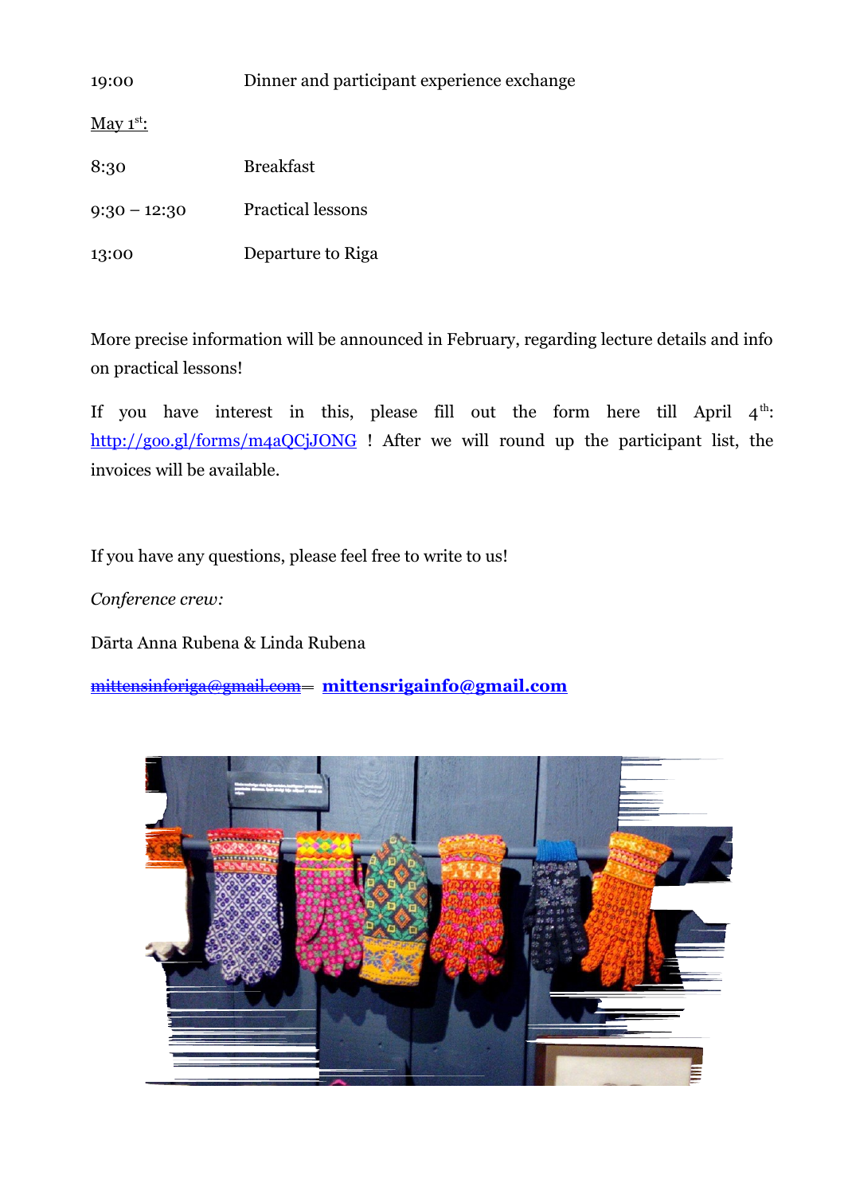| | |
|---|---|
| 19:00 | Dinner and participant experience exchange |

May 1st:

| | |
|---|---|
| 8:30 | Breakfast |
| 9:30 – 12:30 | Practical lessons |
| 13:00 | Departure to Riga |

More precise information will be announced in February, regarding lecture details and info on practical lessons!

If you have interest in this, please fill out the form here till April 4th: http://goo.gl/forms/m4aQCjJONG ! After we will round up the participant list, the invoices will be available.

If you have any questions, please feel free to write to us!

*Conference crew:*

Dārta Anna Rubena & Linda Rubena

~~mittensinforiga@gmail.com~~ = **mittensrigainfo@gmail.com**